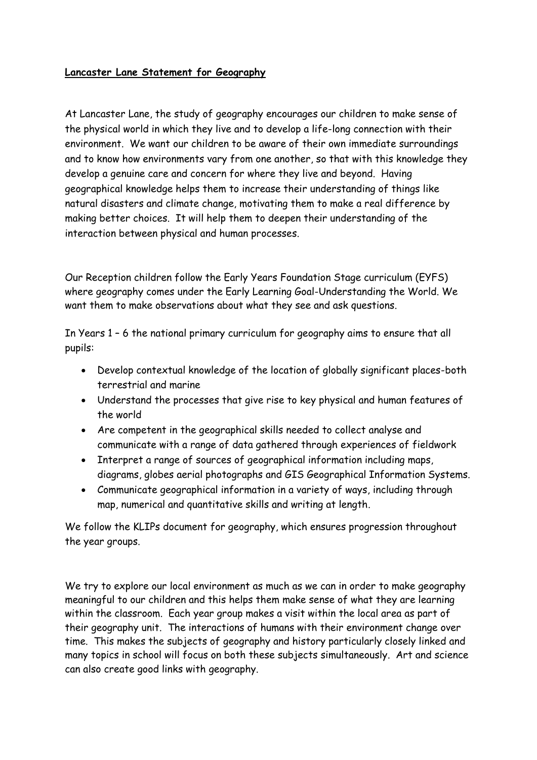**Lancaster Lane Statement for Geography**

At Lancaster Lane, the study of geography encourages our children to make sense of the physical world in which they live and to develop a life-long connection with their environment. We want our children to be aware of their own immediate surroundings and to know how environments vary from one another, so that with this knowledge they develop a genuine care and concern for where they live and beyond. Having geographical knowledge helps them to increase their understanding of things like natural disasters and climate change, motivating them to make a real difference by making better choices. It will help them to deepen their understanding of the interaction between physical and human processes.

Our Reception children follow the Early Years Foundation Stage curriculum (EYFS) where geography comes under the Early Learning Goal-Understanding the World. We want them to make observations about what they see and ask questions.

In Years 1 – 6 the national primary curriculum for geography aims to ensure that all pupils:

- Develop contextual knowledge of the location of globally significant places-both terrestrial and marine
- Understand the processes that give rise to key physical and human features of the world
- Are competent in the geographical skills needed to collect analyse and communicate with a range of data gathered through experiences of fieldwork
- Interpret a range of sources of geographical information including maps, diagrams, globes aerial photographs and GIS Geographical Information Systems.
- Communicate geographical information in a variety of ways, including through map, numerical and quantitative skills and writing at length.

We follow the KLIPs document for geography, which ensures progression throughout the year groups.

We try to explore our local environment as much as we can in order to make geography meaningful to our children and this helps them make sense of what they are learning within the classroom. Each year group makes a visit within the local area as part of their geography unit. The interactions of humans with their environment change over time. This makes the subjects of geography and history particularly closely linked and many topics in school will focus on both these subjects simultaneously. Art and science can also create good links with geography.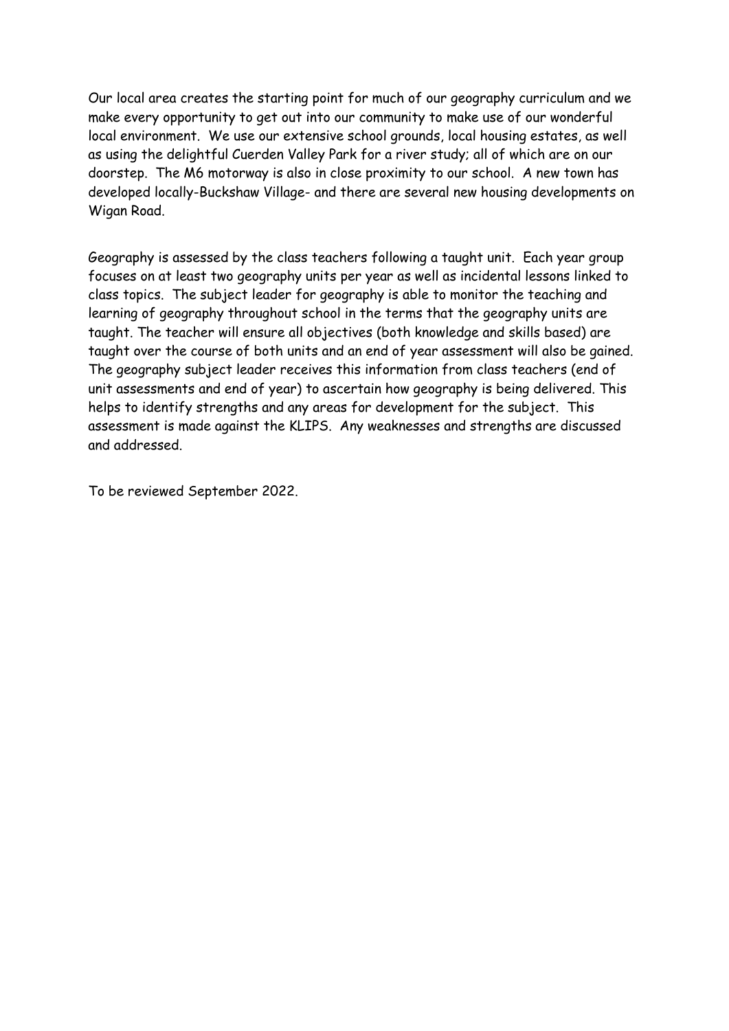Our local area creates the starting point for much of our geography curriculum and we make every opportunity to get out into our community to make use of our wonderful local environment. We use our extensive school grounds, local housing estates, as well as using the delightful Cuerden Valley Park for a river study; all of which are on our doorstep. The M6 motorway is also in close proximity to our school. A new town has developed locally-Buckshaw Village- and there are several new housing developments on Wigan Road.

Geography is assessed by the class teachers following a taught unit. Each year group focuses on at least two geography units per year as well as incidental lessons linked to class topics. The subject leader for geography is able to monitor the teaching and learning of geography throughout school in the terms that the geography units are taught. The teacher will ensure all objectives (both knowledge and skills based) are taught over the course of both units and an end of year assessment will also be gained. The geography subject leader receives this information from class teachers (end of unit assessments and end of year) to ascertain how geography is being delivered. This helps to identify strengths and any areas for development for the subject. This assessment is made against the KLIPS. Any weaknesses and strengths are discussed and addressed.

To be reviewed September 2022.